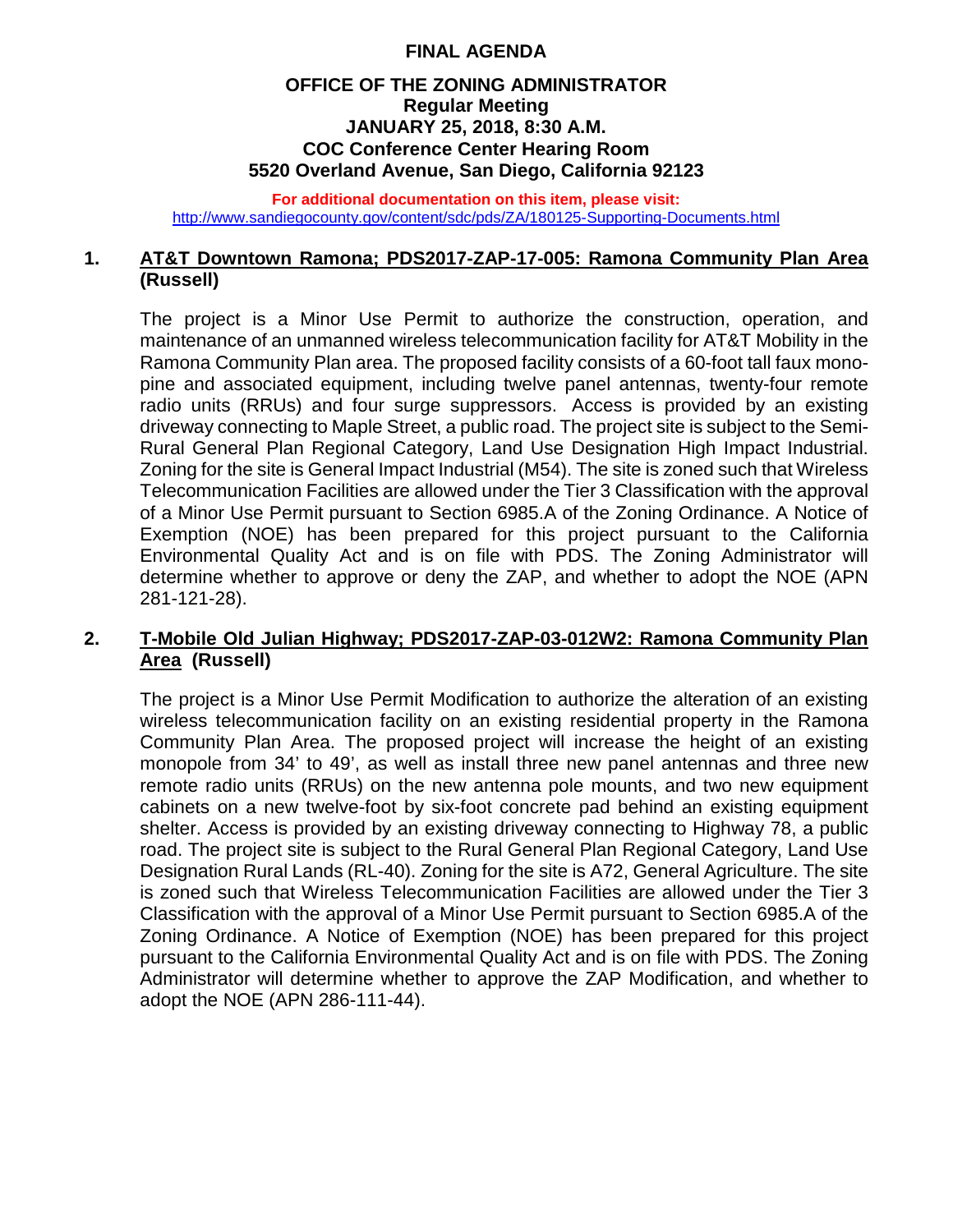# FINAL AGENDA

## OFFICE OF THE ZONING ADMINISTRATOR
## Regular Meeting
## JANUARY 25, 2018, 8:30 A.M.
## COC Conference Center Hearing Room
## 5520 Overland Avenue, San Diego, California 92123

**For additional documentation on this item, please visit:**
http://www.sandiegocounty.gov/content/sdc/pds/ZA/180125-Supporting-Documents.html

**1. AT&T Downtown Ramona; PDS2017-ZAP-17-005: Ramona Community Plan Area (Russell)**

The project is a Minor Use Permit to authorize the construction, operation, and maintenance of an unmanned wireless telecommunication facility for AT&T Mobility in the Ramona Community Plan area. The proposed facility consists of a 60-foot tall faux mono-pine and associated equipment, including twelve panel antennas, twenty-four remote radio units (RRUs) and four surge suppressors. Access is provided by an existing driveway connecting to Maple Street, a public road. The project site is subject to the Semi-Rural General Plan Regional Category, Land Use Designation High Impact Industrial. Zoning for the site is General Impact Industrial (M54). The site is zoned such that Wireless Telecommunication Facilities are allowed under the Tier 3 Classification with the approval of a Minor Use Permit pursuant to Section 6985.A of the Zoning Ordinance. A Notice of Exemption (NOE) has been prepared for this project pursuant to the California Environmental Quality Act and is on file with PDS. The Zoning Administrator will determine whether to approve or deny the ZAP, and whether to adopt the NOE (APN 281-121-28).

**2. T-Mobile Old Julian Highway; PDS2017-ZAP-03-012W2: Ramona Community Plan Area (Russell)**

The project is a Minor Use Permit Modification to authorize the alteration of an existing wireless telecommunication facility on an existing residential property in the Ramona Community Plan Area. The proposed project will increase the height of an existing monopole from 34' to 49', as well as install three new panel antennas and three new remote radio units (RRUs) on the new antenna pole mounts, and two new equipment cabinets on a new twelve-foot by six-foot concrete pad behind an existing equipment shelter. Access is provided by an existing driveway connecting to Highway 78, a public road. The project site is subject to the Rural General Plan Regional Category, Land Use Designation Rural Lands (RL-40). Zoning for the site is A72, General Agriculture. The site is zoned such that Wireless Telecommunication Facilities are allowed under the Tier 3 Classification with the approval of a Minor Use Permit pursuant to Section 6985.A of the Zoning Ordinance. A Notice of Exemption (NOE) has been prepared for this project pursuant to the California Environmental Quality Act and is on file with PDS. The Zoning Administrator will determine whether to approve the ZAP Modification, and whether to adopt the NOE (APN 286-111-44).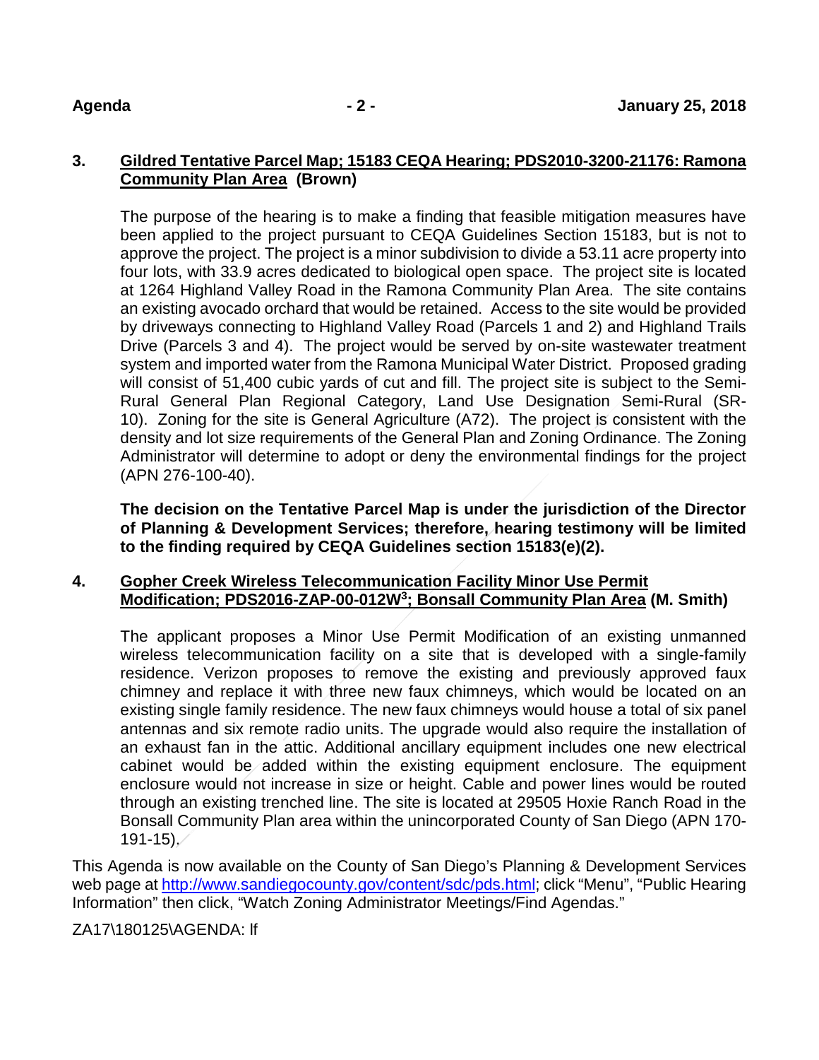**3. Gildred Tentative Parcel Map; 15183 CEQA Hearing; PDS2010-3200-21176: Ramona Community Plan Area (Brown)**

The purpose of the hearing is to make a finding that feasible mitigation measures have been applied to the project pursuant to CEQA Guidelines Section 15183, but is not to approve the project. The project is a minor subdivision to divide a 53.11 acre property into four lots, with 33.9 acres dedicated to biological open space. The project site is located at 1264 Highland Valley Road in the Ramona Community Plan Area. The site contains an existing avocado orchard that would be retained. Access to the site would be provided by driveways connecting to Highland Valley Road (Parcels 1 and 2) and Highland Trails Drive (Parcels 3 and 4). The project would be served by on-site wastewater treatment system and imported water from the Ramona Municipal Water District. Proposed grading will consist of 51,400 cubic yards of cut and fill. The project site is subject to the Semi-Rural General Plan Regional Category, Land Use Designation Semi-Rural (SR-10). Zoning for the site is General Agriculture (A72). The project is consistent with the density and lot size requirements of the General Plan and Zoning Ordinance. The Zoning Administrator will determine to adopt or deny the environmental findings for the project (APN 276-100-40).

**The decision on the Tentative Parcel Map is under the jurisdiction of the Director of Planning & Development Services; therefore, hearing testimony will be limited to the finding required by CEQA Guidelines section 15183(e)(2).**

**4. Gopher Creek Wireless Telecommunication Facility Minor Use Permit Modification; PDS2016-ZAP-00-012W[3]; Bonsall Community Plan Area (M. Smith)**

The applicant proposes a Minor Use Permit Modification of an existing unmanned wireless telecommunication facility on a site that is developed with a single-family residence. Verizon proposes to remove the existing and previously approved faux chimney and replace it with three new faux chimneys, which would be located on an existing single family residence. The new faux chimneys would house a total of six panel antennas and six remote radio units. The upgrade would also require the installation of an exhaust fan in the attic. Additional ancillary equipment includes one new electrical cabinet would be added within the existing equipment enclosure. The equipment enclosure would not increase in size or height. Cable and power lines would be routed through an existing trenched line. The site is located at 29505 Hoxie Ranch Road in the Bonsall Community Plan area within the unincorporated County of San Diego (APN 170-191-15).

This Agenda is now available on the County of San Diego's Planning & Development Services web page at http://www.sandiegocounty.gov/content/sdc/pds.html; click "Menu", "Public Hearing Information" then click, "Watch Zoning Administrator Meetings/Find Agendas."

ZA17\180125\AGENDA: lf